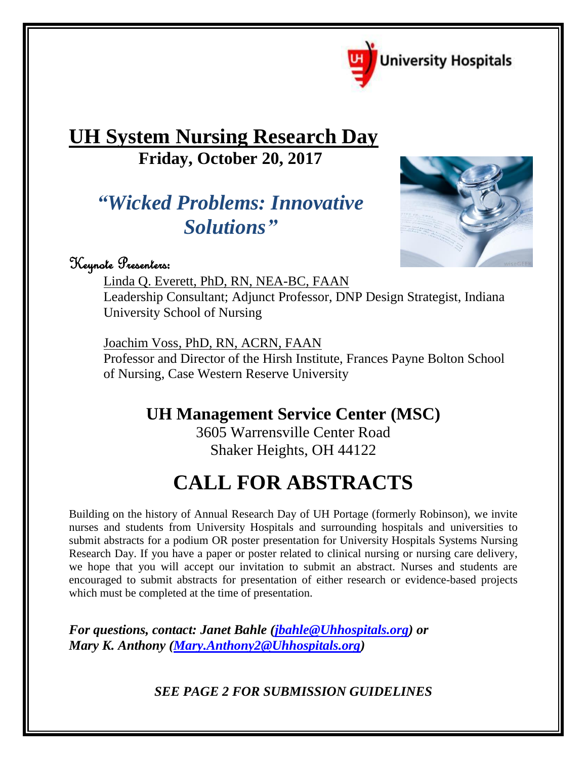University Hospitals

# UH System Nursing Research Day

**Friday, October 20, 2017**

## *"Wicked Problems: Innovative Solutions"*

### Keynote Presenters:

Linda Q. Everett, PhD, RN, NEA-BC, FAAN
Leadership Consultant; Adjunct Professor, DNP Design Strategist, Indiana University School of Nursing

Joachim Voss, PhD, RN, ACRN, FAAN
Professor and Director of the Hirsh Institute, Frances Payne Bolton School of Nursing, Case Western Reserve University

## UH Management Service Center (MSC)

3605 Warrensville Center Road
Shaker Heights, OH 44122

# CALL FOR ABSTRACTS

Building on the history of Annual Research Day of UH Portage (formerly Robinson), we invite nurses and students from University Hospitals and surrounding hospitals and universities to submit abstracts for a podium OR poster presentation for University Hospitals Systems Nursing Research Day. If you have a paper or poster related to clinical nursing or nursing care delivery, we hope that you will accept our invitation to submit an abstract. Nurses and students are encouraged to submit abstracts for presentation of either research or evidence-based projects which must be completed at the time of presentation.

***For questions, contact: Janet Bahle (jbahle@Uhhospitals.org) or Mary K. Anthony (Mary.Anthony2@Uhhospitals.org)***

***SEE PAGE 2 FOR SUBMISSION GUIDELINES***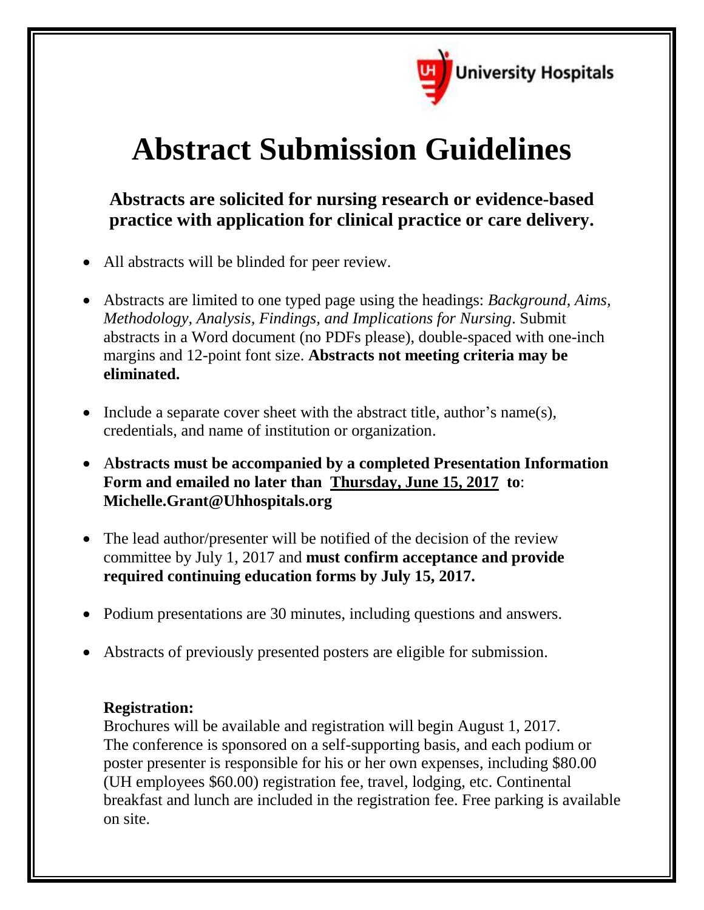University Hospitals

# Abstract Submission Guidelines

### Abstracts are solicited for nursing research or evidence-based practice with application for clinical practice or care delivery.

- All abstracts will be blinded for peer review.
- Abstracts are limited to one typed page using the headings: *Background, Aims, Methodology, Analysis, Findings, and Implications for Nursing*. Submit abstracts in a Word document (no PDFs please), double-spaced with one-inch margins and 12-point font size. **Abstracts not meeting criteria may be eliminated.**
- Include a separate cover sheet with the abstract title, author's name(s), credentials, and name of institution or organization.
- **Abstracts must be accompanied by a completed Presentation Information Form and emailed no later than <u>Thursday, June 15, 2017</u> to: Michelle.Grant@Uhhospitals.org**
- The lead author/presenter will be notified of the decision of the review committee by July 1, 2017 and **must confirm acceptance and provide required continuing education forms by July 15, 2017.**
- Podium presentations are 30 minutes, including questions and answers.
- Abstracts of previously presented posters are eligible for submission.

**Registration:**
Brochures will be available and registration will begin August 1, 2017. The conference is sponsored on a self-supporting basis, and each podium or poster presenter is responsible for his or her own expenses, including $80.00 (UH employees $60.00) registration fee, travel, lodging, etc. Continental breakfast and lunch are included in the registration fee. Free parking is available on site.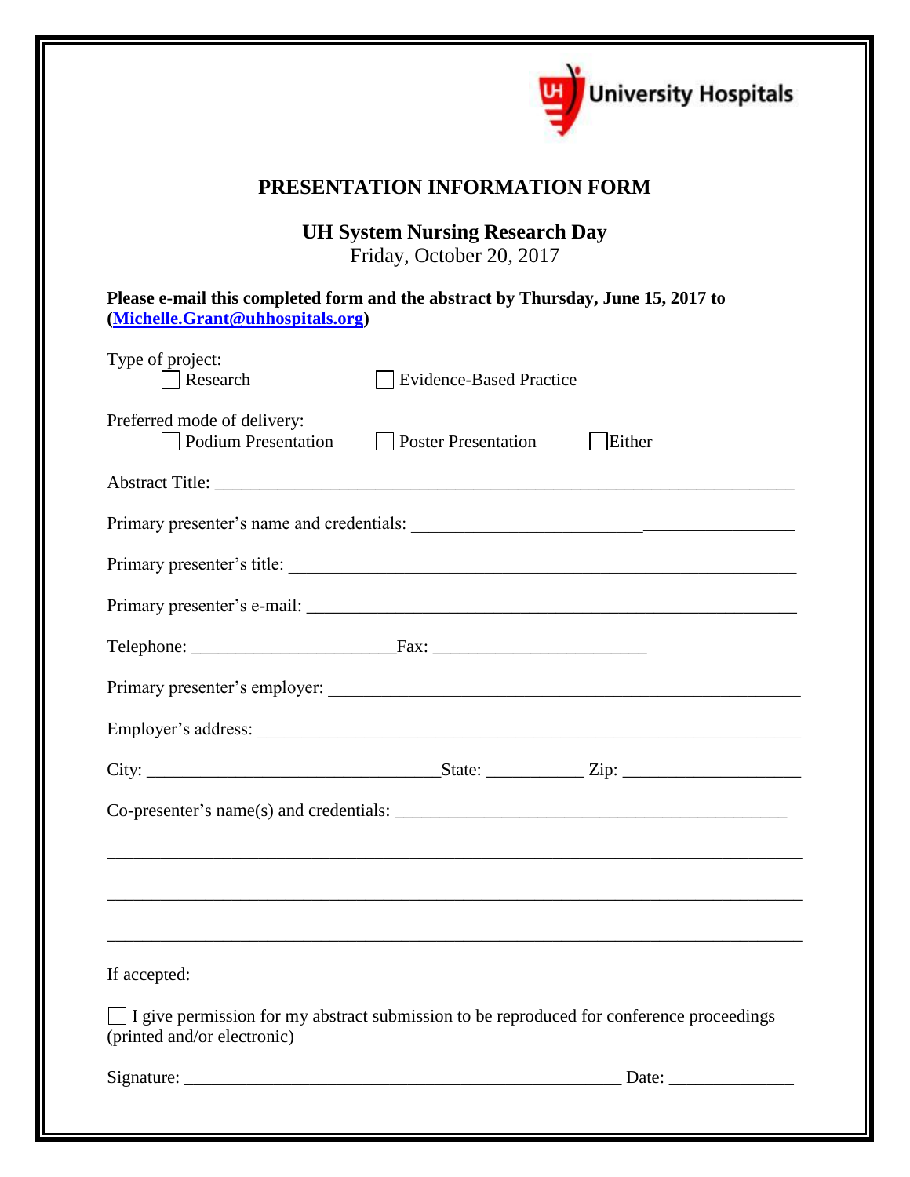University Hospitals

# PRESENTATION INFORMATION FORM

## UH System Nursing Research Day

Friday, October 20, 2017

**Please e-mail this completed form and the abstract by Thursday, June 15, 2017 to (Michelle.Grant@uhhospitals.org)**

Type of project:

☐ Research ☐ Evidence-Based Practice

Preferred mode of delivery:

☐ Podium Presentation ☐ Poster Presentation ☐ Either

Abstract Title: ______________________________________________________________

Primary presenter's name and credentials: ______________________________________

Primary presenter's title: ______________________________________________________

Primary presenter's e-mail: ____________________________________________________

Telephone: ______________________ Fax: ________________________

Primary presenter's employer: __________________________________________________

Employer's address: _________________________________________________________

City: _________________________________ State: ___________ Zip: ___________________

Co-presenter's name(s) and credentials: ___________________________________________

_____________________________________________________________________________

_____________________________________________________________________________

_____________________________________________________________________________

If accepted:

☐ I give permission for my abstract submission to be reproduced for conference proceedings (printed and/or electronic)

Signature: _________________________________________________ Date: ______________